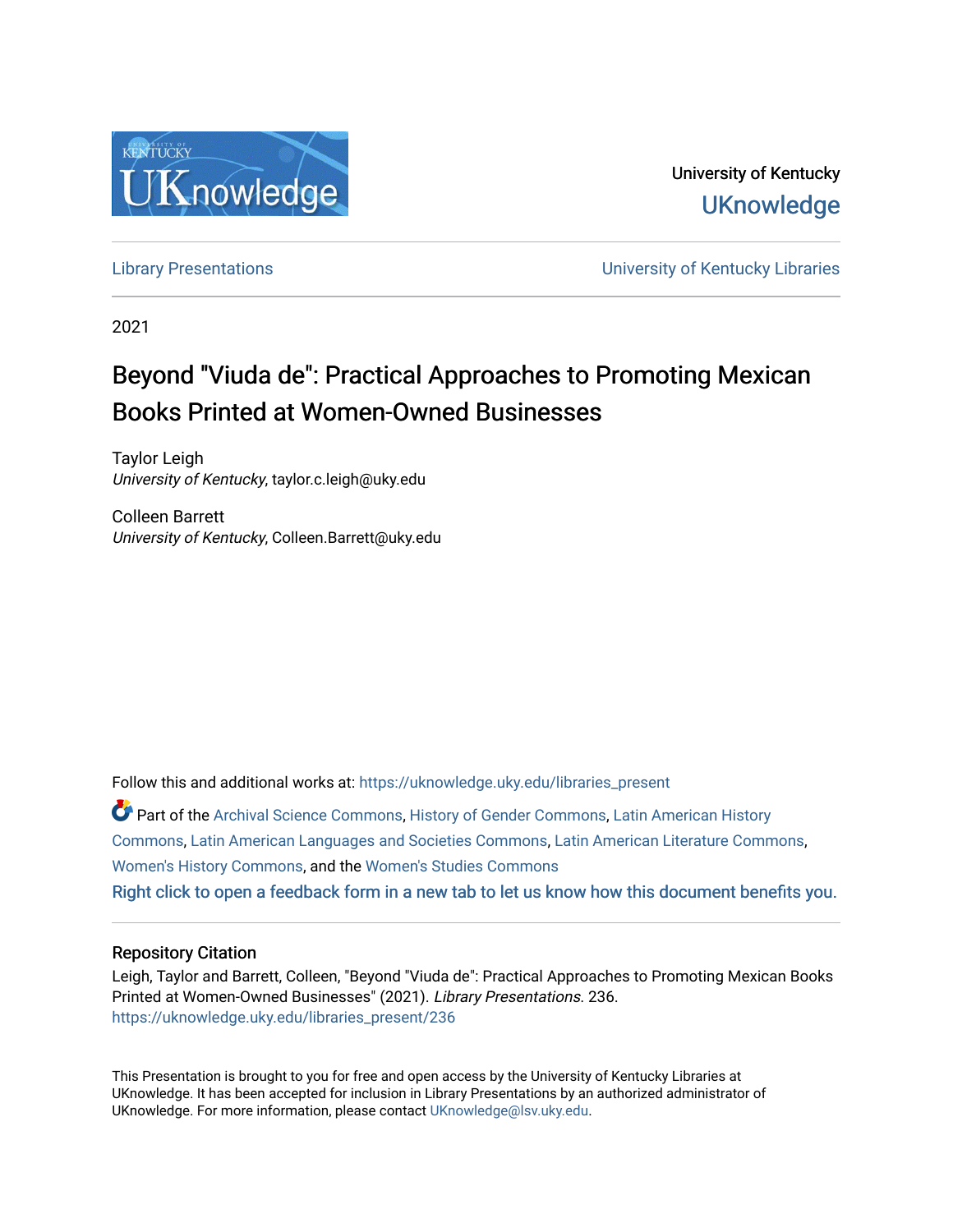University of Kentucky
UKnowledge

Library Presentations | University of Kentucky Libraries

2021

# Beyond "Viuda de": Practical Approaches to Promoting Mexican Books Printed at Women-Owned Businesses

Taylor Leigh
*University of Kentucky*, taylor.c.leigh@uky.edu

Colleen Barrett
*University of Kentucky*, Colleen.Barrett@uky.edu

Follow this and additional works at: https://uknowledge.uky.edu/libraries_present

Part of the Archival Science Commons, History of Gender Commons, Latin American History Commons, Latin American Languages and Societies Commons, Latin American Literature Commons, Women's History Commons, and the Women's Studies Commons

Right click to open a feedback form in a new tab to let us know how this document benefits you.

## Repository Citation

Leigh, Taylor and Barrett, Colleen, "Beyond "Viuda de": Practical Approaches to Promoting Mexican Books Printed at Women-Owned Businesses" (2021). *Library Presentations*. 236.
https://uknowledge.uky.edu/libraries_present/236

This Presentation is brought to you for free and open access by the University of Kentucky Libraries at UKnowledge. It has been accepted for inclusion in Library Presentations by an authorized administrator of UKnowledge. For more information, please contact UKnowledge@lsv.uky.edu.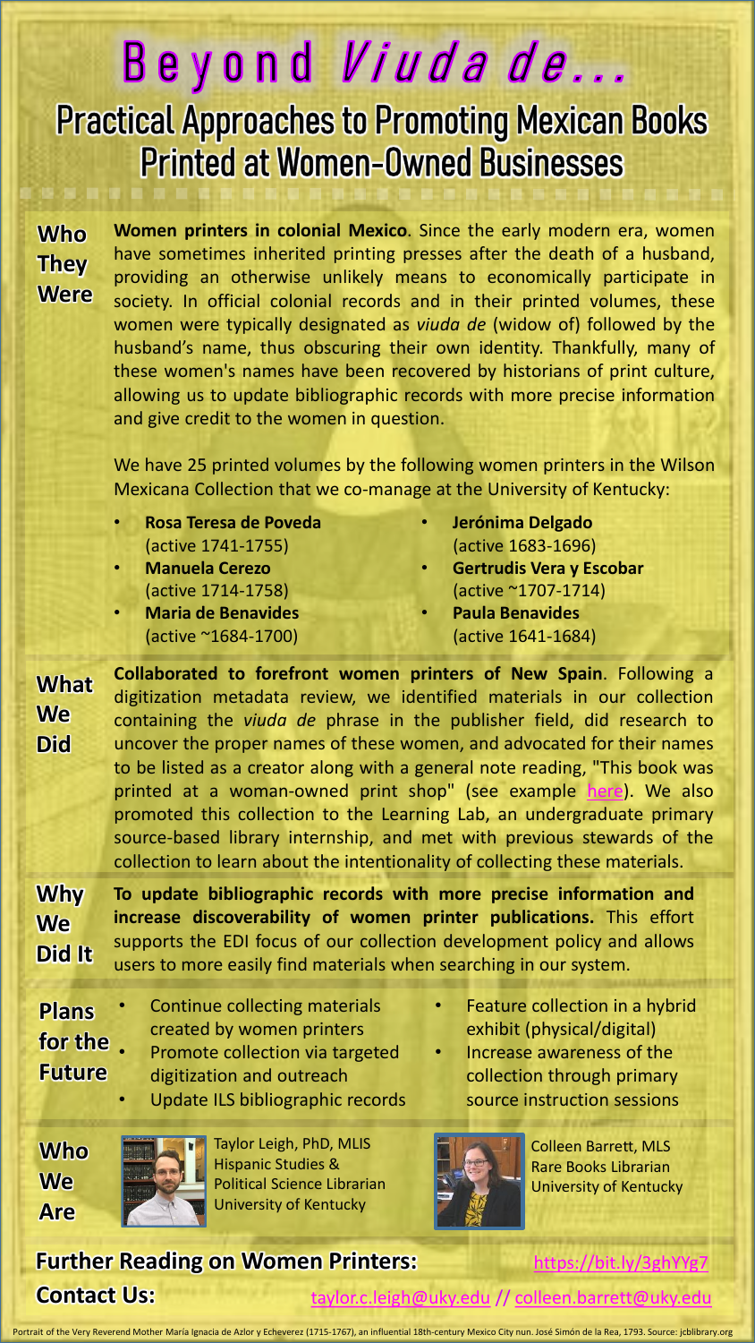# Beyond *Viuda de...*

## Practical Approaches to Promoting Mexican Books Printed at Women-Owned Businesses

### Who They Were

**Women printers in colonial Mexico**. Since the early modern era, women have sometimes inherited printing presses after the death of a husband, providing an otherwise unlikely means to economically participate in society. In official colonial records and in their printed volumes, these women were typically designated as *viuda de* (widow of) followed by the husband's name, thus obscuring their own identity. Thankfully, many of these women's names have been recovered by historians of print culture, allowing us to update bibliographic records with more precise information and give credit to the women in question.

We have 25 printed volumes by the following women printers in the Wilson Mexicana Collection that we co-manage at the University of Kentucky:

- **Rosa Teresa de Poveda** (active 1741-1755)
- **Manuela Cerezo** (active 1714-1758)
- **Maria de Benavides** (active ~1684-1700)
- **Jerónima Delgado** (active 1683-1696)
- **Gertrudis Vera y Escobar** (active ~1707-1714)
- **Paula Benavides** (active 1641-1684)

### What We Did

**Collaborated to forefront women printers of New Spain**. Following a digitization metadata review, we identified materials in our collection containing the *viuda de* phrase in the publisher field, did research to uncover the proper names of these women, and advocated for their names to be listed as a creator along with a general note reading, "This book was printed at a woman-owned print shop" (see example here). We also promoted this collection to the Learning Lab, an undergraduate primary source-based library internship, and met with previous stewards of the collection to learn about the intentionality of collecting these materials.

### Why We Did It

**To update bibliographic records with more precise information and increase discoverability of women printer publications.** This effort supports the EDI focus of our collection development policy and allows users to more easily find materials when searching in our system.

### Plans for the Future

- Continue collecting materials created by women printers
- Promote collection via targeted digitization and outreach
- Update ILS bibliographic records
- Feature collection in a hybrid exhibit (physical/digital)
- Increase awareness of the collection through primary source instruction sessions

### Who We Are

Taylor Leigh, PhD, MLIS
Hispanic Studies & Political Science Librarian
University of Kentucky

Colleen Barrett, MLS
Rare Books Librarian
University of Kentucky

**Further Reading on Women Printers:** https://bit.ly/3ghYYg7

**Contact Us:** taylor.c.leigh@uky.edu // colleen.barrett@uky.edu

Portrait of the Very Reverend Mother María Ignacia de Azlor y Echeverez (1715-1767), an influential 18th-century Mexico City nun. José Simón de la Rea, 1793. Source: jcblibrary.org